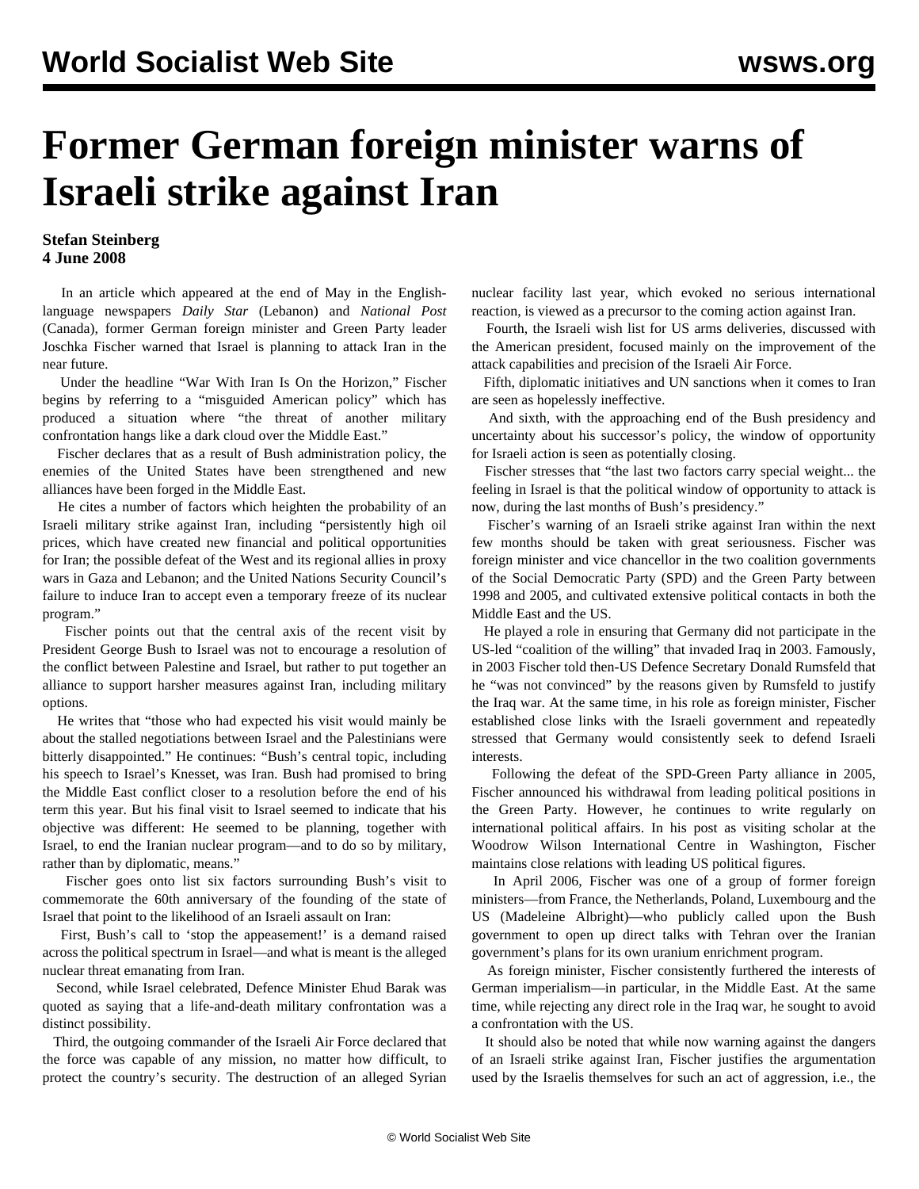# Former German foreign minister warns of Israeli strike against Iran

**Stefan Steinberg**
**4 June 2008**

In an article which appeared at the end of May in the English-language newspapers *Daily Star* (Lebanon) and *National Post* (Canada), former German foreign minister and Green Party leader Joschka Fischer warned that Israel is planning to attack Iran in the near future.

Under the headline "War With Iran Is On the Horizon," Fischer begins by referring to a "misguided American policy" which has produced a situation where "the threat of another military confrontation hangs like a dark cloud over the Middle East."

Fischer declares that as a result of Bush administration policy, the enemies of the United States have been strengthened and new alliances have been forged in the Middle East.

He cites a number of factors which heighten the probability of an Israeli military strike against Iran, including "persistently high oil prices, which have created new financial and political opportunities for Iran; the possible defeat of the West and its regional allies in proxy wars in Gaza and Lebanon; and the United Nations Security Council's failure to induce Iran to accept even a temporary freeze of its nuclear program."

Fischer points out that the central axis of the recent visit by President George Bush to Israel was not to encourage a resolution of the conflict between Palestine and Israel, but rather to put together an alliance to support harsher measures against Iran, including military options.

He writes that "those who had expected his visit would mainly be about the stalled negotiations between Israel and the Palestinians were bitterly disappointed." He continues: "Bush's central topic, including his speech to Israel's Knesset, was Iran. Bush had promised to bring the Middle East conflict closer to a resolution before the end of his term this year. But his final visit to Israel seemed to indicate that his objective was different: He seemed to be planning, together with Israel, to end the Iranian nuclear program—and to do so by military, rather than by diplomatic, means."

Fischer goes onto list six factors surrounding Bush's visit to commemorate the 60th anniversary of the founding of the state of Israel that point to the likelihood of an Israeli assault on Iran:

First, Bush's call to 'stop the appeasement!' is a demand raised across the political spectrum in Israel—and what is meant is the alleged nuclear threat emanating from Iran.

Second, while Israel celebrated, Defence Minister Ehud Barak was quoted as saying that a life-and-death military confrontation was a distinct possibility.

Third, the outgoing commander of the Israeli Air Force declared that the force was capable of any mission, no matter how difficult, to protect the country's security. The destruction of an alleged Syrian nuclear facility last year, which evoked no serious international reaction, is viewed as a precursor to the coming action against Iran.

Fourth, the Israeli wish list for US arms deliveries, discussed with the American president, focused mainly on the improvement of the attack capabilities and precision of the Israeli Air Force.

Fifth, diplomatic initiatives and UN sanctions when it comes to Iran are seen as hopelessly ineffective.

And sixth, with the approaching end of the Bush presidency and uncertainty about his successor's policy, the window of opportunity for Israeli action is seen as potentially closing.

Fischer stresses that "the last two factors carry special weight... the feeling in Israel is that the political window of opportunity to attack is now, during the last months of Bush's presidency."

Fischer's warning of an Israeli strike against Iran within the next few months should be taken with great seriousness. Fischer was foreign minister and vice chancellor in the two coalition governments of the Social Democratic Party (SPD) and the Green Party between 1998 and 2005, and cultivated extensive political contacts in both the Middle East and the US.

He played a role in ensuring that Germany did not participate in the US-led "coalition of the willing" that invaded Iraq in 2003. Famously, in 2003 Fischer told then-US Defence Secretary Donald Rumsfeld that he "was not convinced" by the reasons given by Rumsfeld to justify the Iraq war. At the same time, in his role as foreign minister, Fischer established close links with the Israeli government and repeatedly stressed that Germany would consistently seek to defend Israeli interests.

Following the defeat of the SPD-Green Party alliance in 2005, Fischer announced his withdrawal from leading political positions in the Green Party. However, he continues to write regularly on international political affairs. In his post as visiting scholar at the Woodrow Wilson International Centre in Washington, Fischer maintains close relations with leading US political figures.

In April 2006, Fischer was one of a group of former foreign ministers—from France, the Netherlands, Poland, Luxembourg and the US (Madeleine Albright)—who publicly called upon the Bush government to open up direct talks with Tehran over the Iranian government's plans for its own uranium enrichment program.

As foreign minister, Fischer consistently furthered the interests of German imperialism—in particular, in the Middle East. At the same time, while rejecting any direct role in the Iraq war, he sought to avoid a confrontation with the US.

It should also be noted that while now warning against the dangers of an Israeli strike against Iran, Fischer justifies the argumentation used by the Israelis themselves for such an act of aggression, i.e., the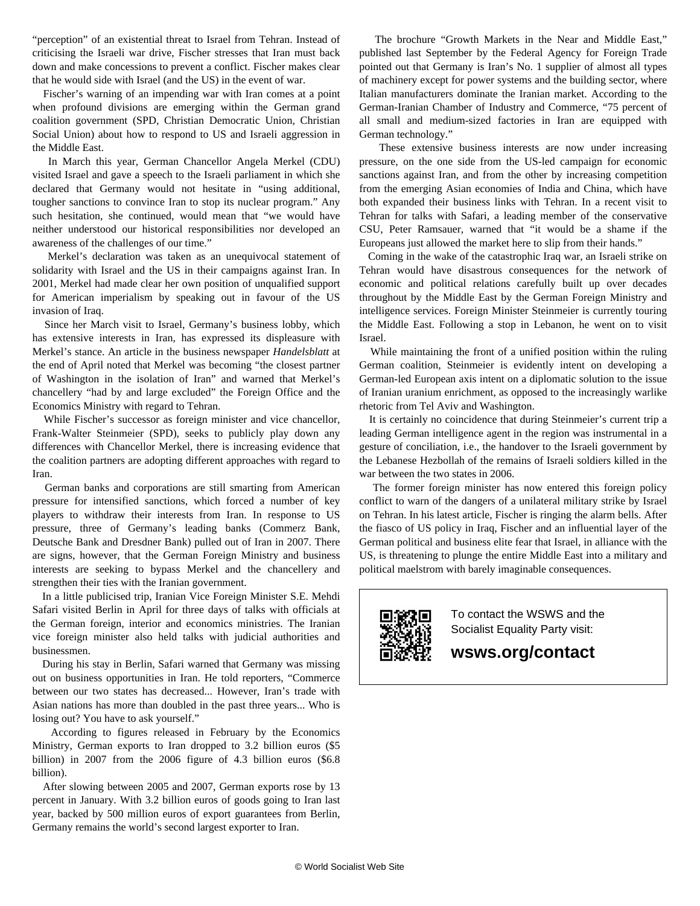"perception" of an existential threat to Israel from Tehran. Instead of criticising the Israeli war drive, Fischer stresses that Iran must back down and make concessions to prevent a conflict. Fischer makes clear that he would side with Israel (and the US) in the event of war.

Fischer's warning of an impending war with Iran comes at a point when profound divisions are emerging within the German grand coalition government (SPD, Christian Democratic Union, Christian Social Union) about how to respond to US and Israeli aggression in the Middle East.

In March this year, German Chancellor Angela Merkel (CDU) visited Israel and gave a speech to the Israeli parliament in which she declared that Germany would not hesitate in "using additional, tougher sanctions to convince Iran to stop its nuclear program." Any such hesitation, she continued, would mean that "we would have neither understood our historical responsibilities nor developed an awareness of the challenges of our time."

Merkel's declaration was taken as an unequivocal statement of solidarity with Israel and the US in their campaigns against Iran. In 2001, Merkel had made clear her own position of unqualified support for American imperialism by speaking out in favour of the US invasion of Iraq.

Since her March visit to Israel, Germany's business lobby, which has extensive interests in Iran, has expressed its displeasure with Merkel's stance. An article in the business newspaper *Handelsblatt* at the end of April noted that Merkel was becoming "the closest partner of Washington in the isolation of Iran" and warned that Merkel's chancellery "had by and large excluded" the Foreign Office and the Economics Ministry with regard to Tehran.

While Fischer's successor as foreign minister and vice chancellor, Frank-Walter Steinmeier (SPD), seeks to publicly play down any differences with Chancellor Merkel, there is increasing evidence that the coalition partners are adopting different approaches with regard to Iran.

German banks and corporations are still smarting from American pressure for intensified sanctions, which forced a number of key players to withdraw their interests from Iran. In response to US pressure, three of Germany's leading banks (Commerz Bank, Deutsche Bank and Dresdner Bank) pulled out of Iran in 2007. There are signs, however, that the German Foreign Ministry and business interests are seeking to bypass Merkel and the chancellery and strengthen their ties with the Iranian government.

In a little publicised trip, Iranian Vice Foreign Minister S.E. Mehdi Safari visited Berlin in April for three days of talks with officials at the German foreign, interior and economics ministries. The Iranian vice foreign minister also held talks with judicial authorities and businessmen.

During his stay in Berlin, Safari warned that Germany was missing out on business opportunities in Iran. He told reporters, "Commerce between our two states has decreased... However, Iran's trade with Asian nations has more than doubled in the past three years... Who is losing out? You have to ask yourself."

According to figures released in February by the Economics Ministry, German exports to Iran dropped to 3.2 billion euros ($5 billion) in 2007 from the 2006 figure of 4.3 billion euros ($6.8 billion).

After slowing between 2005 and 2007, German exports rose by 13 percent in January. With 3.2 billion euros of goods going to Iran last year, backed by 500 million euros of export guarantees from Berlin, Germany remains the world's second largest exporter to Iran.

The brochure "Growth Markets in the Near and Middle East," published last September by the Federal Agency for Foreign Trade pointed out that Germany is Iran's No. 1 supplier of almost all types of machinery except for power systems and the building sector, where Italian manufacturers dominate the Iranian market. According to the German-Iranian Chamber of Industry and Commerce, "75 percent of all small and medium-sized factories in Iran are equipped with German technology."

These extensive business interests are now under increasing pressure, on the one side from the US-led campaign for economic sanctions against Iran, and from the other by increasing competition from the emerging Asian economies of India and China, which have both expanded their business links with Tehran. In a recent visit to Tehran for talks with Safari, a leading member of the conservative CSU, Peter Ramsauer, warned that "it would be a shame if the Europeans just allowed the market here to slip from their hands."

Coming in the wake of the catastrophic Iraq war, an Israeli strike on Tehran would have disastrous consequences for the network of economic and political relations carefully built up over decades throughout by the Middle East by the German Foreign Ministry and intelligence services. Foreign Minister Steinmeier is currently touring the Middle East. Following a stop in Lebanon, he went on to visit Israel.

While maintaining the front of a unified position within the ruling German coalition, Steinmeier is evidently intent on developing a German-led European axis intent on a diplomatic solution to the issue of Iranian uranium enrichment, as opposed to the increasingly warlike rhetoric from Tel Aviv and Washington.

It is certainly no coincidence that during Steinmeier's current trip a leading German intelligence agent in the region was instrumental in a gesture of conciliation, i.e., the handover to the Israeli government by the Lebanese Hezbollah of the remains of Israeli soldiers killed in the war between the two states in 2006.

The former foreign minister has now entered this foreign policy conflict to warn of the dangers of a unilateral military strike by Israel on Tehran. In his latest article, Fischer is ringing the alarm bells. After the fiasco of US policy in Iraq, Fischer and an influential layer of the German political and business elite fear that Israel, in alliance with the US, is threatening to plunge the entire Middle East into a military and political maelstrom with barely imaginable consequences.

To contact the WSWS and the Socialist Equality Party visit:

**wsws.org/contact**